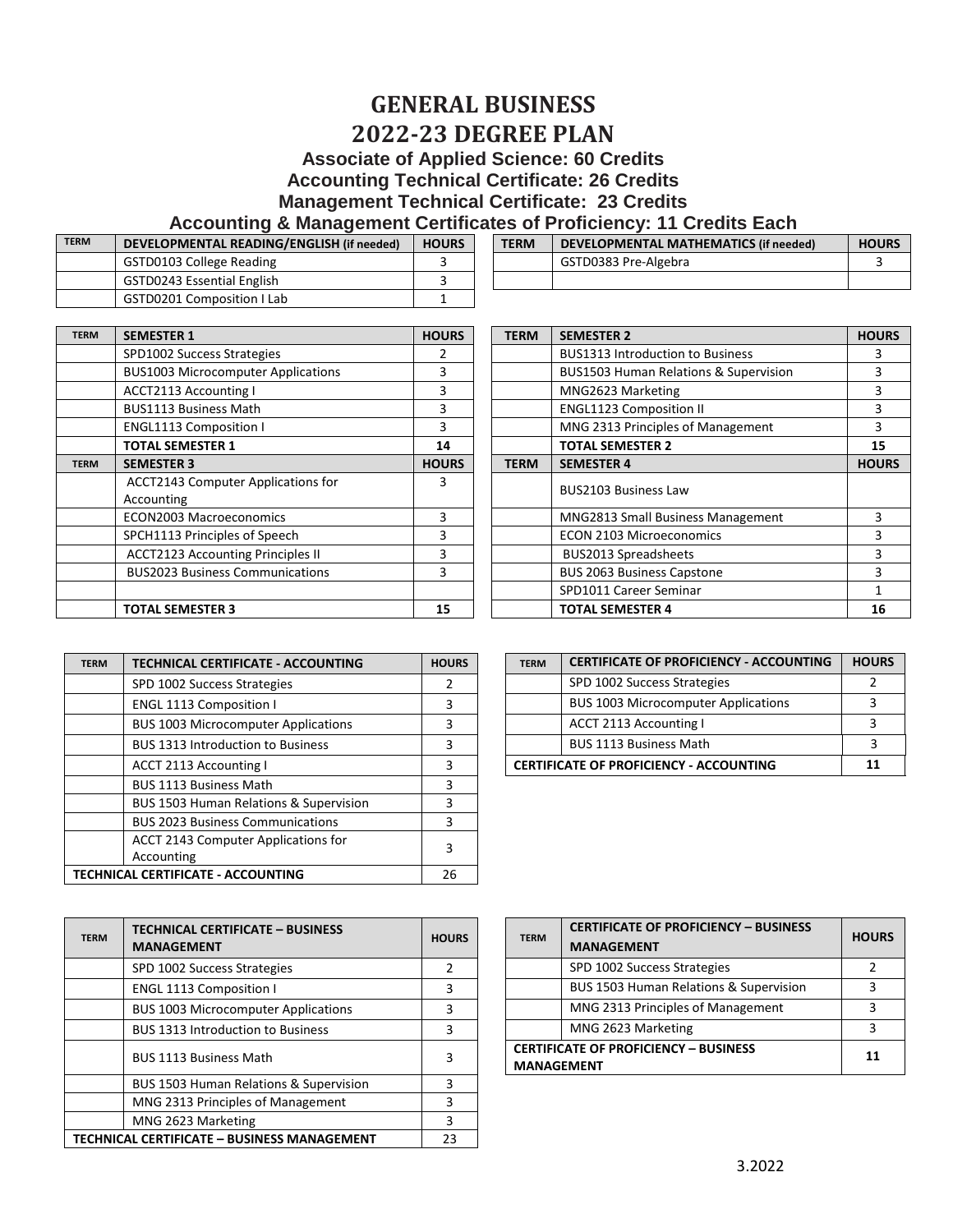# GENERAL BUSINESS

# 2022-23 DEGREE PLAN

### Associate of Applied Science: 60 Credits
### Accounting Technical Certificate: 26 Credits
### Management Technical Certificate: 23 Credits
### Accounting & Management Certificates of Proficiency: 11 Credits Each

| TERM | DEVELOPMENTAL READING/ENGLISH (if needed) | HOURS |
|---|---|---|
| | GSTD0103 College Reading | 3 |
| | GSTD0243 Essential English | 3 |
| | GSTD0201 Composition I Lab | 1 |

| TERM | DEVELOPMENTAL MATHEMATICS (if needed) | HOURS |
|---|---|---|
| | GSTD0383 Pre-Algebra | 3 |
| | | |

| TERM | SEMESTER 1 | HOURS |
|---|---|---|
| | SPD1002 Success Strategies | 2 |
| | BUS1003 Microcomputer Applications | 3 |
| | ACCT2113 Accounting I | 3 |
| | BUS1113 Business Math | 3 |
| | ENGL1113 Composition I | 3 |
| | **TOTAL SEMESTER 1** | **14** |

| TERM | SEMESTER 2 | HOURS |
|---|---|---|
| | BUS1313 Introduction to Business | 3 |
| | BUS1503 Human Relations & Supervision | 3 |
| | MNG2623 Marketing | 3 |
| | ENGL1123 Composition II | 3 |
| | MNG 2313 Principles of Management | 3 |
| | **TOTAL SEMESTER 2** | **15** |

| TERM | SEMESTER 3 | HOURS |
|---|---|---|
| | ACCT2143 Computer Applications for Accounting | 3 |
| | ECON2003 Macroeconomics | 3 |
| | SPCH1113 Principles of Speech | 3 |
| | ACCT2123 Accounting Principles II | 3 |
| | BUS2023 Business Communications | 3 |
| | | |
| | **TOTAL SEMESTER 3** | **15** |

| TERM | SEMESTER 4 | HOURS |
|---|---|---|
| | BUS2103 Business Law | |
| | MNG2813 Small Business Management | 3 |
| | ECON 2103 Microeconomics | 3 |
| | BUS2013 Spreadsheets | 3 |
| | BUS 2063 Business Capstone | 3 |
| | SPD1011 Career Seminar | 1 |
| | **TOTAL SEMESTER 4** | **16** |

| TERM | TECHNICAL CERTIFICATE - ACCOUNTING | HOURS |
|---|---|---|
| | SPD 1002 Success Strategies | 2 |
| | ENGL 1113 Composition I | 3 |
| | BUS 1003 Microcomputer Applications | 3 |
| | BUS 1313 Introduction to Business | 3 |
| | ACCT 2113 Accounting I | 3 |
| | BUS 1113 Business Math | 3 |
| | BUS 1503 Human Relations & Supervision | 3 |
| | BUS 2023 Business Communications | 3 |
| | ACCT 2143 Computer Applications for Accounting | 3 |
| **TECHNICAL CERTIFICATE - ACCOUNTING** | | 26 |

| TERM | CERTIFICATE OF PROFICIENCY - ACCOUNTING | HOURS |
|---|---|---|
| | SPD 1002 Success Strategies | 2 |
| | BUS 1003 Microcomputer Applications | 3 |
| | ACCT 2113 Accounting I | 3 |
| | BUS 1113 Business Math | 3 |
| **CERTIFICATE OF PROFICIENCY - ACCOUNTING** | | **11** |

| TERM | TECHNICAL CERTIFICATE – BUSINESS MANAGEMENT | HOURS |
|---|---|---|
| | SPD 1002 Success Strategies | 2 |
| | ENGL 1113 Composition I | 3 |
| | BUS 1003 Microcomputer Applications | 3 |
| | BUS 1313 Introduction to Business | 3 |
| | BUS 1113 Business Math | 3 |
| | BUS 1503 Human Relations & Supervision | 3 |
| | MNG 2313 Principles of Management | 3 |
| | MNG 2623 Marketing | 3 |
| **TECHNICAL CERTIFICATE – BUSINESS MANAGEMENT** | | 23 |

| TERM | CERTIFICATE OF PROFICIENCY – BUSINESS MANAGEMENT | HOURS |
|---|---|---|
| | SPD 1002 Success Strategies | 2 |
| | BUS 1503 Human Relations & Supervision | 3 |
| | MNG 2313 Principles of Management | 3 |
| | MNG 2623 Marketing | 3 |
| **CERTIFICATE OF PROFICIENCY – BUSINESS MANAGEMENT** | | **11** |

3.2022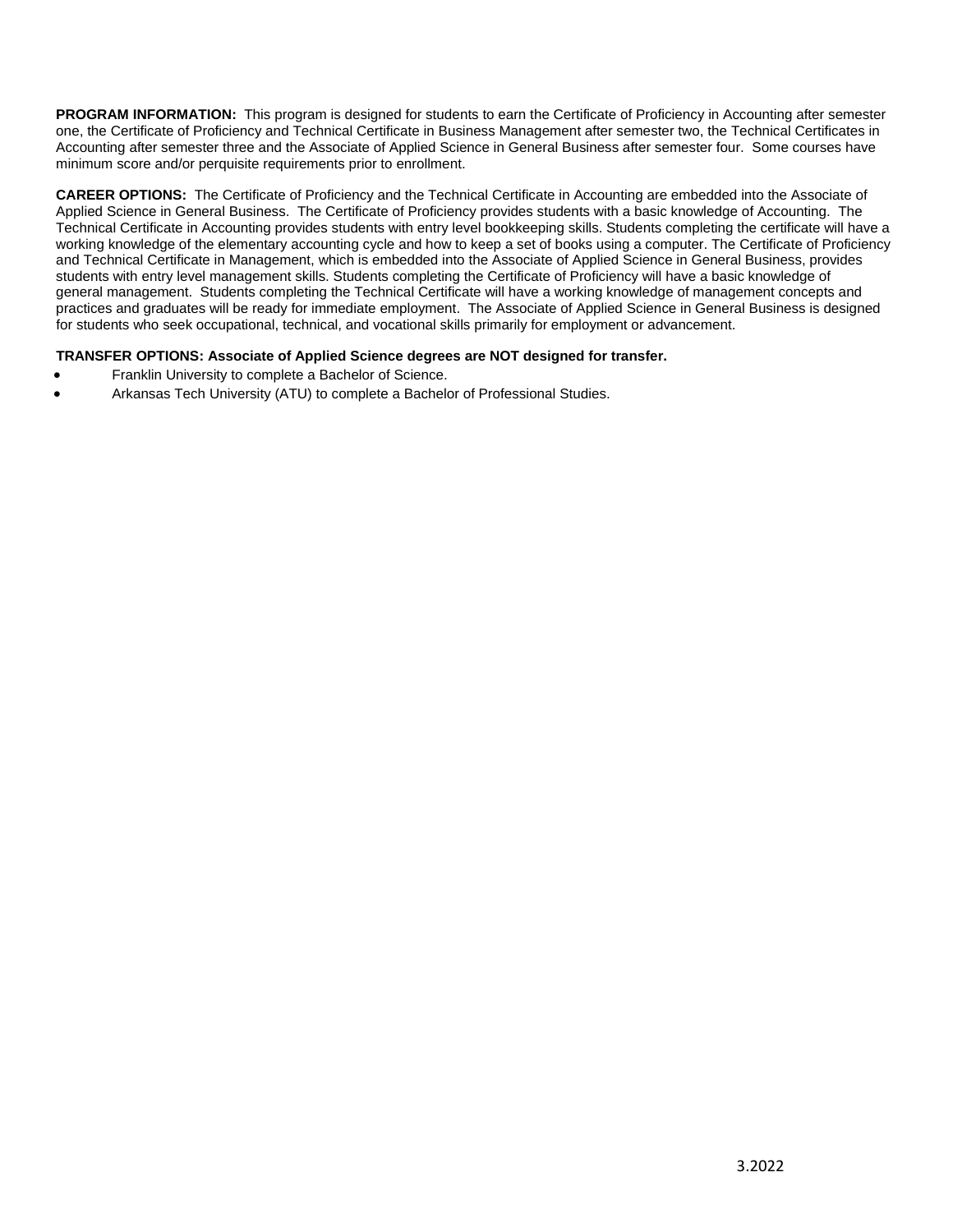**PROGRAM INFORMATION:** This program is designed for students to earn the Certificate of Proficiency in Accounting after semester one, the Certificate of Proficiency and Technical Certificate in Business Management after semester two, the Technical Certificates in Accounting after semester three and the Associate of Applied Science in General Business after semester four. Some courses have minimum score and/or perquisite requirements prior to enrollment.

**CAREER OPTIONS:** The Certificate of Proficiency and the Technical Certificate in Accounting are embedded into the Associate of Applied Science in General Business. The Certificate of Proficiency provides students with a basic knowledge of Accounting. The Technical Certificate in Accounting provides students with entry level bookkeeping skills. Students completing the certificate will have a working knowledge of the elementary accounting cycle and how to keep a set of books using a computer. The Certificate of Proficiency and Technical Certificate in Management, which is embedded into the Associate of Applied Science in General Business, provides students with entry level management skills. Students completing the Certificate of Proficiency will have a basic knowledge of general management. Students completing the Technical Certificate will have a working knowledge of management concepts and practices and graduates will be ready for immediate employment. The Associate of Applied Science in General Business is designed for students who seek occupational, technical, and vocational skills primarily for employment or advancement.

**TRANSFER OPTIONS: Associate of Applied Science degrees are NOT designed for transfer.**

- Franklin University to complete a Bachelor of Science.
- Arkansas Tech University (ATU) to complete a Bachelor of Professional Studies.

3.2022